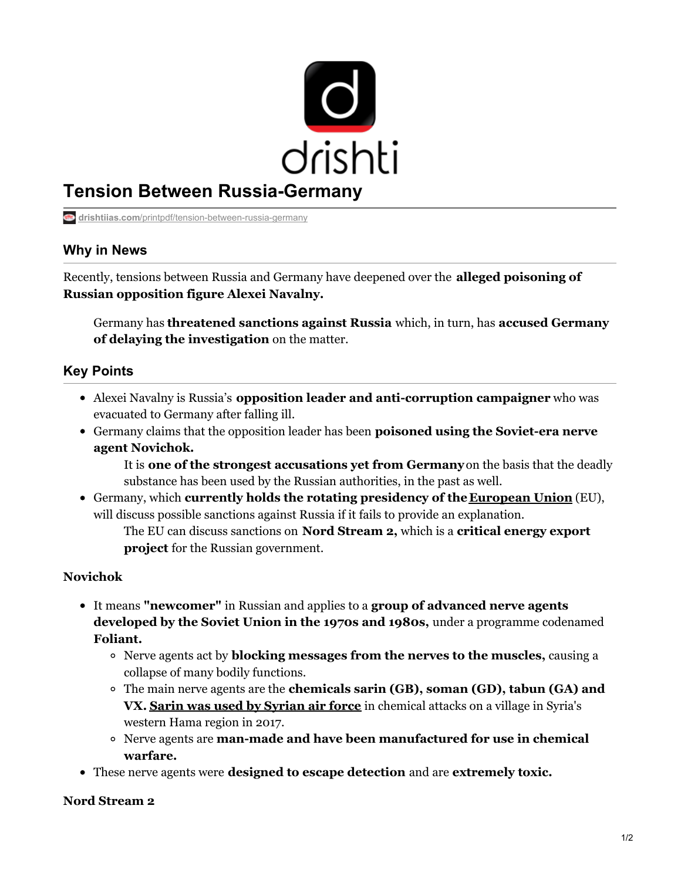# Tension Between Russia-Germany

drishtiias.com/printpdf/tension-between-russia-germany

## Why in News

Recently, tensions between Russia and Germany have deepened over the **alleged poisoning of Russian opposition figure Alexei Navalny.**

> Germany has **threatened sanctions against Russia** which, in turn, has **accused Germany of delaying the investigation** on the matter.

## Key Points

- Alexei Navalny is Russia's **opposition leader and anti-corruption campaigner** who was evacuated to Germany after falling ill.
- Germany claims that the opposition leader has been **poisoned using the Soviet-era nerve agent Novichok.**
  - It is **one of the strongest accusations yet from Germany** on the basis that the deadly substance has been used by the Russian authorities, in the past as well.
- Germany, which **currently holds the rotating presidency of the European Union** (EU), will discuss possible sanctions against Russia if it fails to provide an explanation.
  - The EU can discuss sanctions on **Nord Stream 2,** which is a **critical energy export project** for the Russian government.

### Novichok

- It means **"newcomer"** in Russian and applies to a **group of advanced nerve agents developed by the Soviet Union in the 1970s and 1980s,** under a programme codenamed **Foliant.**
  - Nerve agents act by **blocking messages from the nerves to the muscles,** causing a collapse of many bodily functions.
  - The main nerve agents are the **chemicals sarin (GB), soman (GD), tabun (GA) and VX. Sarin was used by Syrian air force** in chemical attacks on a village in Syria's western Hama region in 2017.
  - Nerve agents are **man-made and have been manufactured for use in chemical warfare.**
- These nerve agents were **designed to escape detection** and are **extremely toxic.**

### Nord Stream 2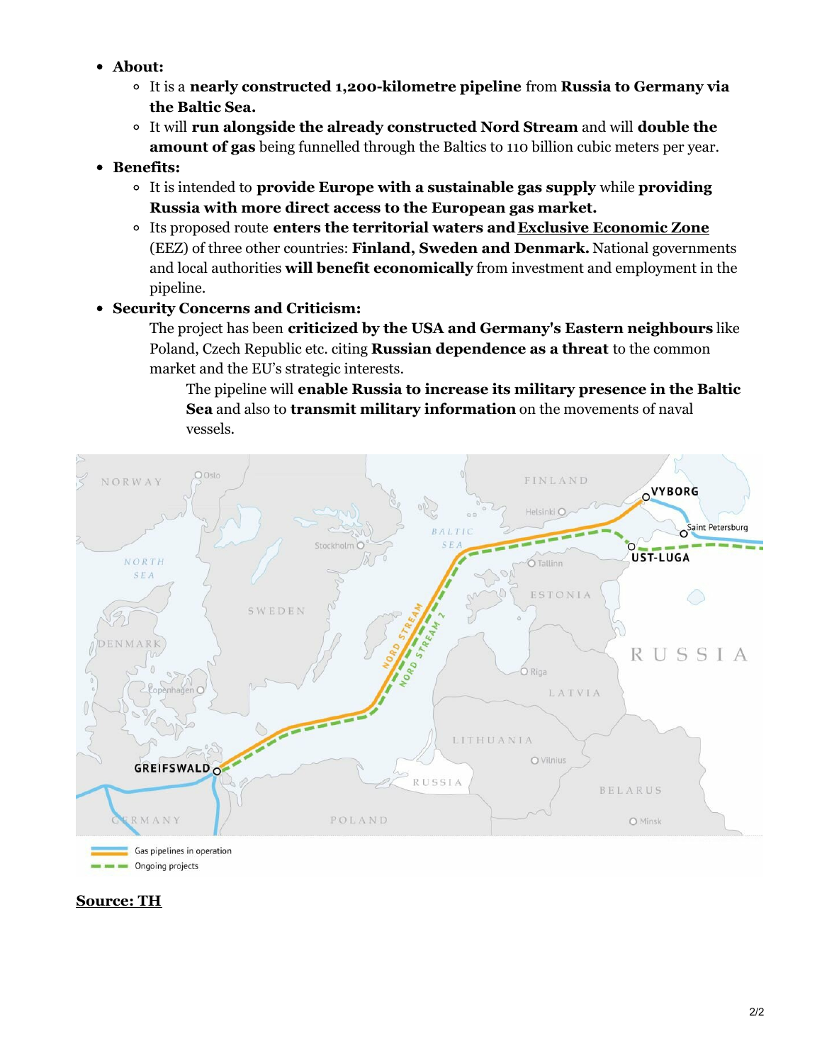- **About:**
  - It is a **nearly constructed 1,200-kilometre pipeline** from **Russia to Germany via the Baltic Sea.**
  - It will **run alongside the already constructed Nord Stream** and will **double the amount of gas** being funnelled through the Baltics to 110 billion cubic meters per year.
- **Benefits:**
  - It is intended to **provide Europe with a sustainable gas supply** while **providing Russia with more direct access to the European gas market.**
  - Its proposed route **enters the territorial waters and Exclusive Economic Zone** (EEZ) of three other countries: **Finland, Sweden and Denmark.** National governments and local authorities **will benefit economically** from investment and employment in the pipeline.
- **Security Concerns and Criticism:**

  The project has been **criticized by the USA and Germany's Eastern neighbours** like Poland, Czech Republic etc. citing **Russian dependence as a threat** to the common market and the EU's strategic interests.

  The pipeline will **enable Russia to increase its military presence in the Baltic Sea** and also to **transmit military information** on the movements of naval vessels.

NORWAY
Oslo
FINLAND
VYBORG
Helsinki
Saint Petersburg
BALTIC SEA
Stockholm
UST-LUGA
Tallinn
NORTH SEA
ESTONIA
SWEDEN
NORD STREAM
NORD STREAM 2
DENMARK
RUSSIA
Riga
Copenhagen
LATVIA
LITHUANIA
GREIFSWALD
Vilnius
RUSSIA
BELARUS
GERMANY
POLAND
Minsk

Gas pipelines in operation
Ongoing projects

**Source: TH**